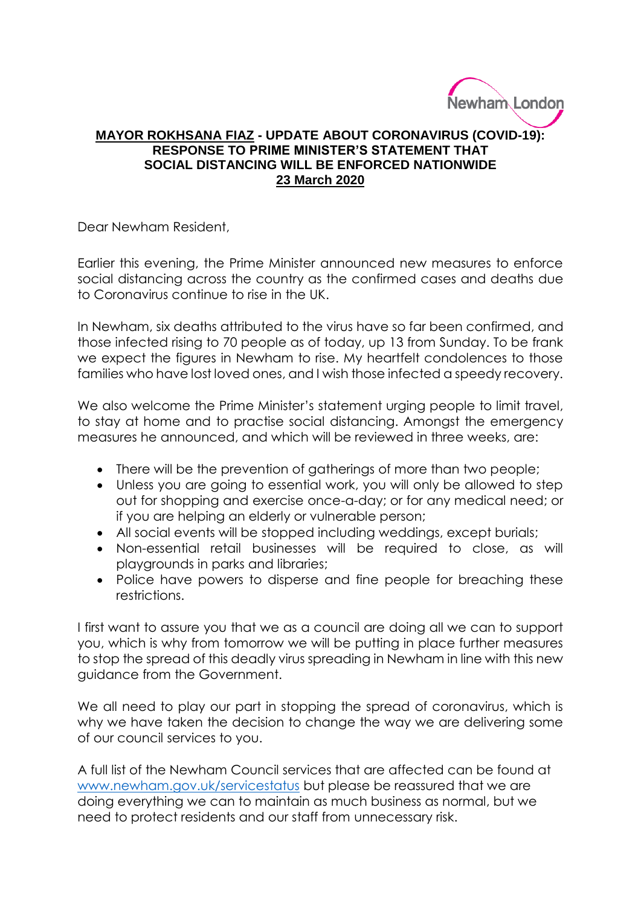Newham London

**MAYOR ROKHSANA FIAZ - UPDATE ABOUT CORONAVIRUS (COVID-19): RESPONSE TO PRIME MINISTER'S STATEMENT THAT SOCIAL DISTANCING WILL BE ENFORCED NATIONWIDE**

**23 March 2020**

Dear Newham Resident,

Earlier this evening, the Prime Minister announced new measures to enforce social distancing across the country as the confirmed cases and deaths due to Coronavirus continue to rise in the UK.

In Newham, six deaths attributed to the virus have so far been confirmed, and those infected rising to 70 people as of today, up 13 from Sunday. To be frank we expect the figures in Newham to rise. My heartfelt condolences to those families who have lost loved ones, and I wish those infected a speedy recovery.

We also welcome the Prime Minister's statement urging people to limit travel, to stay at home and to practise social distancing. Amongst the emergency measures he announced, and which will be reviewed in three weeks, are:

- There will be the prevention of gatherings of more than two people;
- Unless you are going to essential work, you will only be allowed to step out for shopping and exercise once-a-day; or for any medical need; or if you are helping an elderly or vulnerable person;
- All social events will be stopped including weddings, except burials;
- Non-essential retail businesses will be required to close, as will playgrounds in parks and libraries;
- Police have powers to disperse and fine people for breaching these restrictions.

I first want to assure you that we as a council are doing all we can to support you, which is why from tomorrow we will be putting in place further measures to stop the spread of this deadly virus spreading in Newham in line with this new guidance from the Government.

We all need to play our part in stopping the spread of coronavirus, which is why we have taken the decision to change the way we are delivering some of our council services to you.

A full list of the Newham Council services that are affected can be found at www.newham.gov.uk/servicestatus but please be reassured that we are doing everything we can to maintain as much business as normal, but we need to protect residents and our staff from unnecessary risk.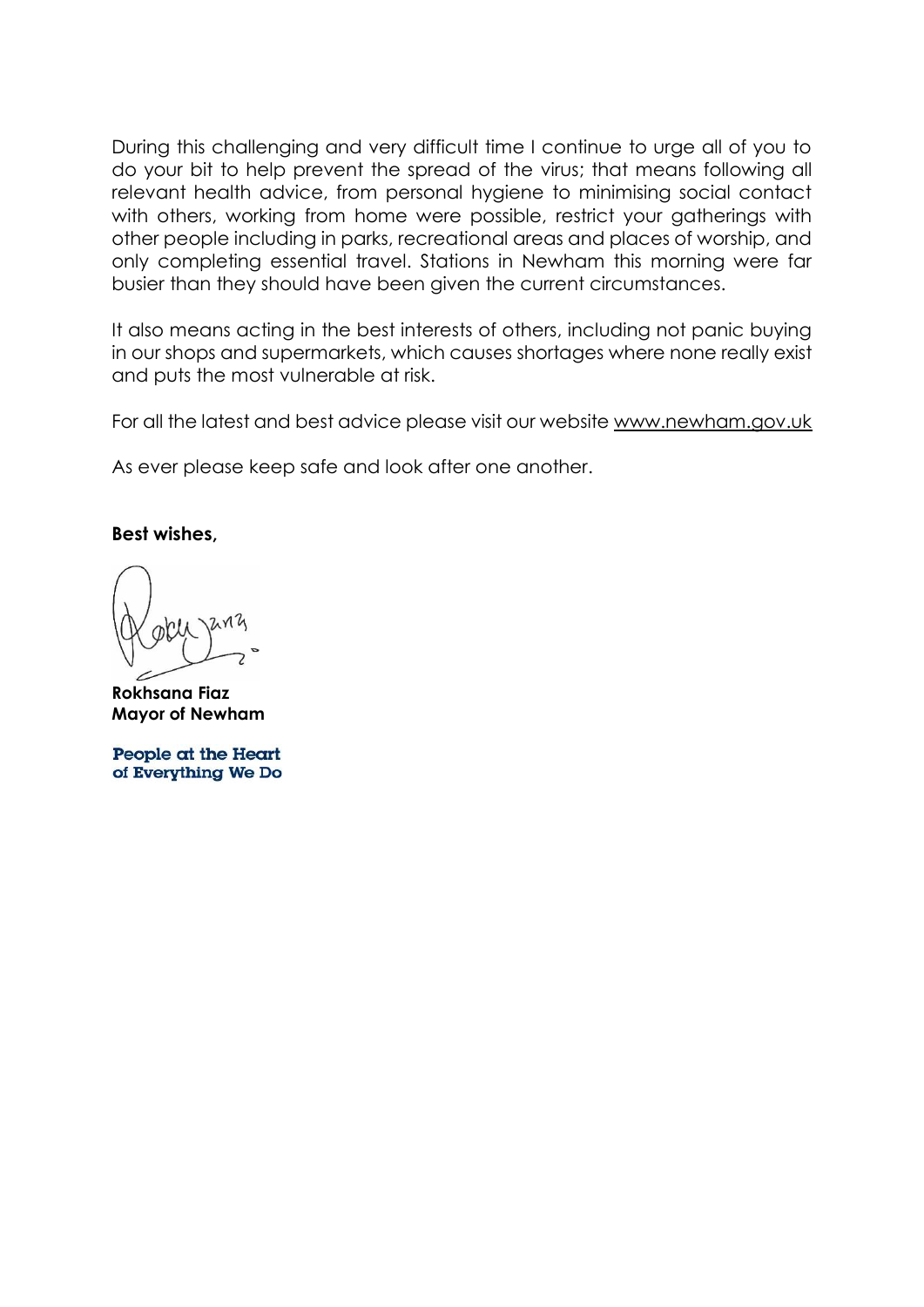During this challenging and very difficult time I continue to urge all of you to do your bit to help prevent the spread of the virus; that means following all relevant health advice, from personal hygiene to minimising social contact with others, working from home were possible, restrict your gatherings with other people including in parks, recreational areas and places of worship, and only completing essential travel. Stations in Newham this morning were far busier than they should have been given the current circumstances.

It also means acting in the best interests of others, including not panic buying in our shops and supermarkets, which causes shortages where none really exist and puts the most vulnerable at risk.

For all the latest and best advice please visit our website www.newham.gov.uk

As ever please keep safe and look after one another.

**Best wishes,**

**Rokhsana Fiaz**
**Mayor of Newham**

**People at the Heart of Everything We Do**